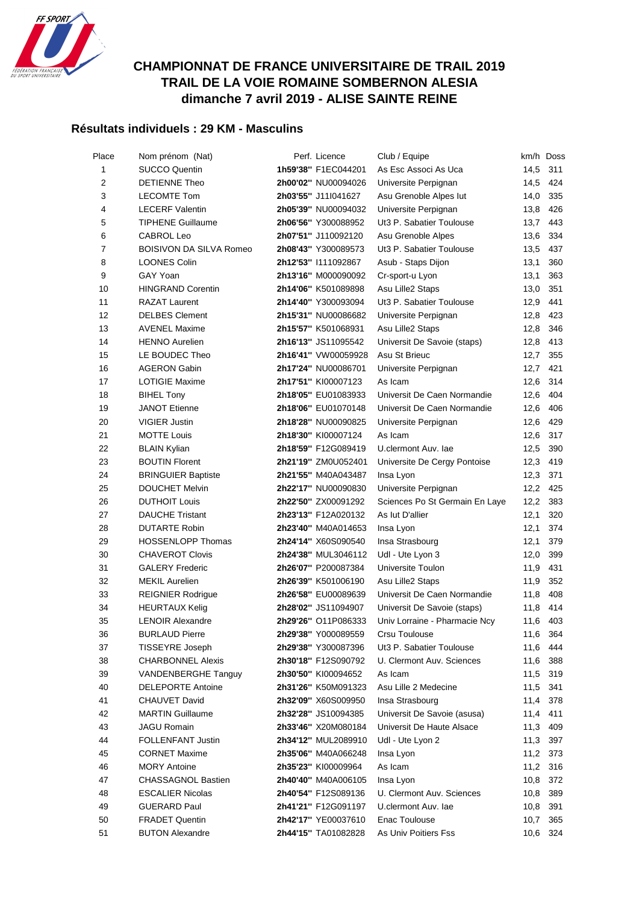# CHAMPIONNAT DE FRANCE UNIVERSITAIRE DE TRAIL 2019
# TRAIL DE LA VOIE ROMAINE SOMBERNON ALESIA
# dimanche 7 avril 2019 - ALISE SAINTE REINE

## Résultats individuels : 29 KM - Masculins

| Place | Nom prénom (Nat) | Perf. | Licence | Club / Equipe | km/h | Doss |
|---|---|---|---|---|---|---|
| 1 | SUCCO Quentin | **1h59'38''** | F1EC044201 | As Esc Associ As Uca | 14,5 | 311 |
| 2 | DETIENNE Theo | **2h00'02''** | NU00094026 | Universite Perpignan | 14,5 | 424 |
| 3 | LECOMTE Tom | **2h03'55''** | J11I041627 | Asu Grenoble Alpes Iut | 14,0 | 335 |
| 4 | LECERF Valentin | **2h05'39''** | NU00094032 | Universite Perpignan | 13,8 | 426 |
| 5 | TIPHENE Guillaume | **2h06'56''** | Y300088952 | Ut3 P. Sabatier Toulouse | 13,7 | 443 |
| 6 | CABROL Leo | **2h07'51''** | J110092120 | Asu Grenoble Alpes | 13,6 | 334 |
| 7 | BOISIVON DA SILVA Romeo | **2h08'43''** | Y300089573 | Ut3 P. Sabatier Toulouse | 13,5 | 437 |
| 8 | LOONES Colin | **2h12'53''** | I111092867 | Asub - Staps Dijon | 13,1 | 360 |
| 9 | GAY Yoan | **2h13'16''** | M000090092 | Cr-sport-u Lyon | 13,1 | 363 |
| 10 | HINGRAND Corentin | **2h14'06''** | K501089898 | Asu Lille2 Staps | 13,0 | 351 |
| 11 | RAZAT Laurent | **2h14'40''** | Y300093094 | Ut3 P. Sabatier Toulouse | 12,9 | 441 |
| 12 | DELBES Clement | **2h15'31''** | NU00086682 | Universite Perpignan | 12,8 | 423 |
| 13 | AVENEL Maxime | **2h15'57''** | K501068931 | Asu Lille2 Staps | 12,8 | 346 |
| 14 | HENNO Aurelien | **2h16'13''** | JS11095542 | Universit De Savoie (staps) | 12,8 | 413 |
| 15 | LE BOUDEC Theo | **2h16'41''** | VW00059928 | Asu St Brieuc | 12,7 | 355 |
| 16 | AGERON Gabin | **2h17'24''** | NU00086701 | Universite Perpignan | 12,7 | 421 |
| 17 | LOTIGIE Maxime | **2h17'51''** | KI00007123 | As Icam | 12,6 | 314 |
| 18 | BIHEL Tony | **2h18'05''** | EU01083933 | Universit De Caen Normandie | 12,6 | 404 |
| 19 | JANOT Etienne | **2h18'06''** | EU01070148 | Universit De Caen Normandie | 12,6 | 406 |
| 20 | VIGIER Justin | **2h18'28''** | NU00090825 | Universite Perpignan | 12,6 | 429 |
| 21 | MOTTE Louis | **2h18'30''** | KI00007124 | As Icam | 12,6 | 317 |
| 22 | BLAIN Kylian | **2h18'59''** | F12G089419 | U.clermont Auv. Iae | 12,5 | 390 |
| 23 | BOUTIN Florent | **2h21'19''** | ZM0U052401 | Universite De Cergy Pontoise | 12,3 | 419 |
| 24 | BRINGUIER Baptiste | **2h21'55''** | M40A043487 | Insa Lyon | 12,3 | 371 |
| 25 | DOUCHET Melvin | **2h22'17''** | NU00090830 | Universite Perpignan | 12,2 | 425 |
| 26 | DUTHOIT Louis | **2h22'50''** | ZX00091292 | Sciences Po St Germain En Laye | 12,2 | 383 |
| 27 | DAUCHE Tristant | **2h23'13''** | F12A020132 | As Iut D'allier | 12,1 | 320 |
| 28 | DUTARTE Robin | **2h23'40''** | M40A014653 | Insa Lyon | 12,1 | 374 |
| 29 | HOSSENLOPP Thomas | **2h24'14''** | X60S090540 | Insa Strasbourg | 12,1 | 379 |
| 30 | CHAVEROT Clovis | **2h24'38''** | MUL3046112 | Udl - Ute Lyon 3 | 12,0 | 399 |
| 31 | GALERY Frederic | **2h26'07''** | P200087384 | Universite Toulon | 11,9 | 431 |
| 32 | MEKIL Aurelien | **2h26'39''** | K501006190 | Asu Lille2 Staps | 11,9 | 352 |
| 33 | REIGNIER Rodrigue | **2h26'58''** | EU00089639 | Universit De Caen Normandie | 11,8 | 408 |
| 34 | HEURTAUX Kelig | **2h28'02''** | JS11094907 | Universit De Savoie (staps) | 11,8 | 414 |
| 35 | LENOIR Alexandre | **2h29'26''** | O11P086333 | Univ Lorraine - Pharmacie Ncy | 11,6 | 403 |
| 36 | BURLAUD Pierre | **2h29'38''** | Y000089559 | Crsu Toulouse | 11,6 | 364 |
| 37 | TISSEYRE Joseph | **2h29'38''** | Y300087396 | Ut3 P. Sabatier Toulouse | 11,6 | 444 |
| 38 | CHARBONNEL Alexis | **2h30'18''** | F12S090792 | U. Clermont Auv. Sciences | 11,6 | 388 |
| 39 | VANDENBERGHE Tanguy | **2h30'50''** | KI00094652 | As Icam | 11,5 | 319 |
| 40 | DELEPORTE Antoine | **2h31'26''** | K50M091323 | Asu Lille 2 Medecine | 11,5 | 341 |
| 41 | CHAUVET David | **2h32'09''** | X60S009950 | Insa Strasbourg | 11,4 | 378 |
| 42 | MARTIN Guillaume | **2h32'28''** | JS10094385 | Universit De Savoie (asusa) | 11,4 | 411 |
| 43 | JAGU Romain | **2h33'46''** | X20M080184 | Universit De Haute Alsace | 11,3 | 409 |
| 44 | FOLLENFANT Justin | **2h34'12''** | MUL2089910 | Udl - Ute Lyon 2 | 11,3 | 397 |
| 45 | CORNET Maxime | **2h35'06''** | M40A066248 | Insa Lyon | 11,2 | 373 |
| 46 | MORY Antoine | **2h35'23''** | KI00009964 | As Icam | 11,2 | 316 |
| 47 | CHASSAGNOL Bastien | **2h40'40''** | M40A006105 | Insa Lyon | 10,8 | 372 |
| 48 | ESCALIER Nicolas | **2h40'54''** | F12S089136 | U. Clermont Auv. Sciences | 10,8 | 389 |
| 49 | GUERARD Paul | **2h41'21''** | F12G091197 | U.clermont Auv. Iae | 10,8 | 391 |
| 50 | FRADET Quentin | **2h42'17''** | YE00037610 | Enac Toulouse | 10,7 | 365 |
| 51 | BUTON Alexandre | **2h44'15''** | TA01082828 | As Univ Poitiers Fss | 10,6 | 324 |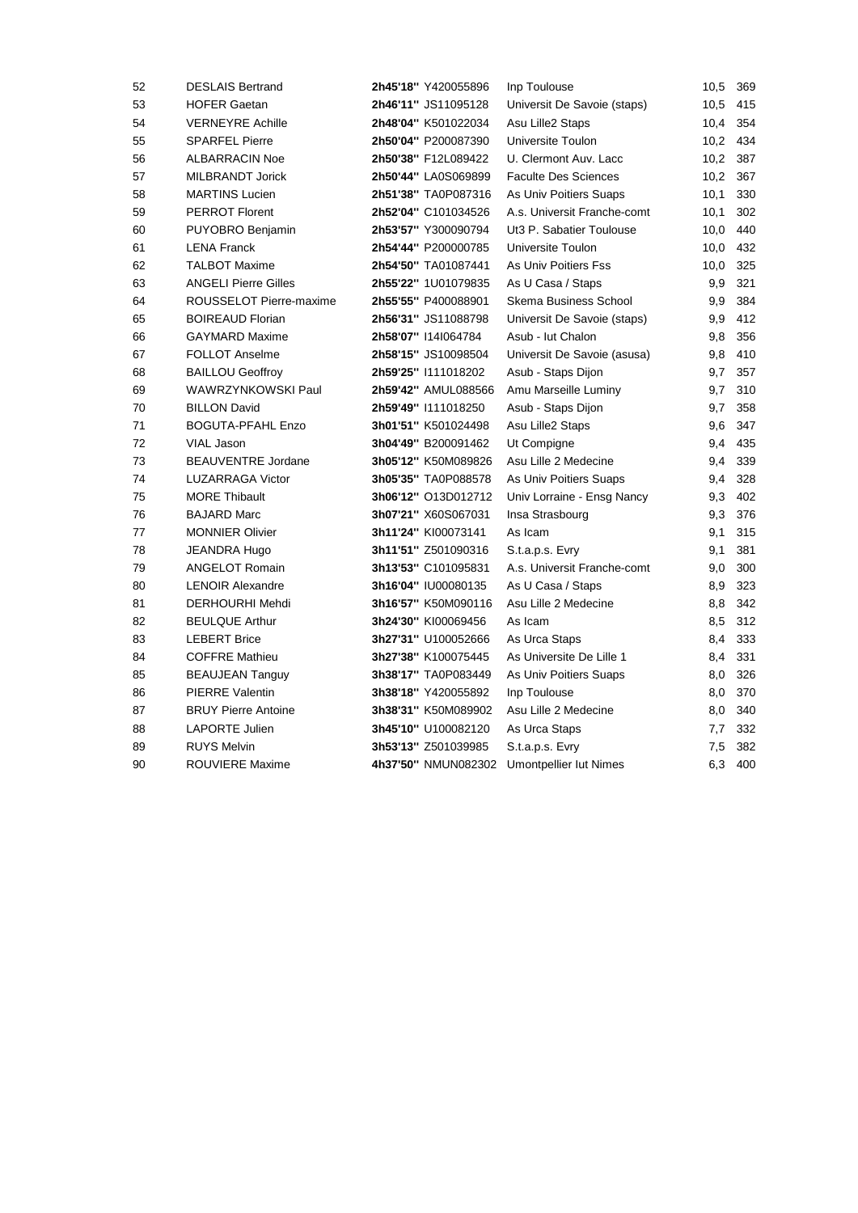| | | | | | | |
|---|---|---|---|---|---|---|
| 52 | DESLAIS Bertrand | **2h45'18''** | Y420055896 | Inp Toulouse | 10,5 | 369 |
| 53 | HOFER Gaetan | **2h46'11''** | JS11095128 | Universit De Savoie (staps) | 10,5 | 415 |
| 54 | VERNEYRE Achille | **2h48'04''** | K501022034 | Asu Lille2 Staps | 10,4 | 354 |
| 55 | SPARFEL Pierre | **2h50'04''** | P200087390 | Universite Toulon | 10,2 | 434 |
| 56 | ALBARRACIN Noe | **2h50'38''** | F12L089422 | U. Clermont Auv. Lacc | 10,2 | 387 |
| 57 | MILBRANDT Jorick | **2h50'44''** | LA0S069899 | Faculte Des Sciences | 10,2 | 367 |
| 58 | MARTINS Lucien | **2h51'38''** | TA0P087316 | As Univ Poitiers Suaps | 10,1 | 330 |
| 59 | PERROT Florent | **2h52'04''** | C101034526 | A.s. Universit Franche-comt | 10,1 | 302 |
| 60 | PUYOBRO Benjamin | **2h53'57''** | Y300090794 | Ut3 P. Sabatier Toulouse | 10,0 | 440 |
| 61 | LENA Franck | **2h54'44''** | P200000785 | Universite Toulon | 10,0 | 432 |
| 62 | TALBOT Maxime | **2h54'50''** | TA01087441 | As Univ Poitiers Fss | 10,0 | 325 |
| 63 | ANGELI Pierre Gilles | **2h55'22''** | 1U01079835 | As U Casa / Staps | 9,9 | 321 |
| 64 | ROUSSELOT Pierre-maxime | **2h55'55''** | P400088901 | Skema Business School | 9,9 | 384 |
| 65 | BOIREAUD Florian | **2h56'31''** | JS11088798 | Universit De Savoie (staps) | 9,9 | 412 |
| 66 | GAYMARD Maxime | **2h58'07''** | I14I064784 | Asub - Iut Chalon | 9,8 | 356 |
| 67 | FOLLOT Anselme | **2h58'15''** | JS10098504 | Universit De Savoie (asusa) | 9,8 | 410 |
| 68 | BAILLOU Geoffroy | **2h59'25''** | I111018202 | Asub - Staps Dijon | 9,7 | 357 |
| 69 | WAWRZYNKOWSKI Paul | **2h59'42''** | AMUL088566 | Amu Marseille Luminy | 9,7 | 310 |
| 70 | BILLON David | **2h59'49''** | I111018250 | Asub - Staps Dijon | 9,7 | 358 |
| 71 | BOGUTA-PFAHL Enzo | **3h01'51''** | K501024498 | Asu Lille2 Staps | 9,6 | 347 |
| 72 | VIAL Jason | **3h04'49''** | B200091462 | Ut Compigne | 9,4 | 435 |
| 73 | BEAUVENTRE Jordane | **3h05'12''** | K50M089826 | Asu Lille 2 Medecine | 9,4 | 339 |
| 74 | LUZARRAGA Victor | **3h05'35''** | TA0P088578 | As Univ Poitiers Suaps | 9,4 | 328 |
| 75 | MORE Thibault | **3h06'12''** | O13D012712 | Univ Lorraine - Ensg Nancy | 9,3 | 402 |
| 76 | BAJARD Marc | **3h07'21''** | X60S067031 | Insa Strasbourg | 9,3 | 376 |
| 77 | MONNIER Olivier | **3h11'24''** | KI00073141 | As Icam | 9,1 | 315 |
| 78 | JEANDRA Hugo | **3h11'51''** | Z501090316 | S.t.a.p.s. Evry | 9,1 | 381 |
| 79 | ANGELOT Romain | **3h13'53''** | C101095831 | A.s. Universit Franche-comt | 9,0 | 300 |
| 80 | LENOIR Alexandre | **3h16'04''** | IU00080135 | As U Casa / Staps | 8,9 | 323 |
| 81 | DERHOURHI Mehdi | **3h16'57''** | K50M090116 | Asu Lille 2 Medecine | 8,8 | 342 |
| 82 | BEULQUE Arthur | **3h24'30''** | KI00069456 | As Icam | 8,5 | 312 |
| 83 | LEBERT Brice | **3h27'31''** | U100052666 | As Urca Staps | 8,4 | 333 |
| 84 | COFFRE Mathieu | **3h27'38''** | K100075445 | As Universite De Lille 1 | 8,4 | 331 |
| 85 | BEAUJEAN Tanguy | **3h38'17''** | TA0P083449 | As Univ Poitiers Suaps | 8,0 | 326 |
| 86 | PIERRE Valentin | **3h38'18''** | Y420055892 | Inp Toulouse | 8,0 | 370 |
| 87 | BRUY Pierre Antoine | **3h38'31''** | K50M089902 | Asu Lille 2 Medecine | 8,0 | 340 |
| 88 | LAPORTE Julien | **3h45'10''** | U100082120 | As Urca Staps | 7,7 | 332 |
| 89 | RUYS Melvin | **3h53'13''** | Z501039985 | S.t.a.p.s. Evry | 7,5 | 382 |
| 90 | ROUVIERE Maxime | **4h37'50''** | NMUN082302 | Umontpellier Iut Nimes | 6,3 | 400 |